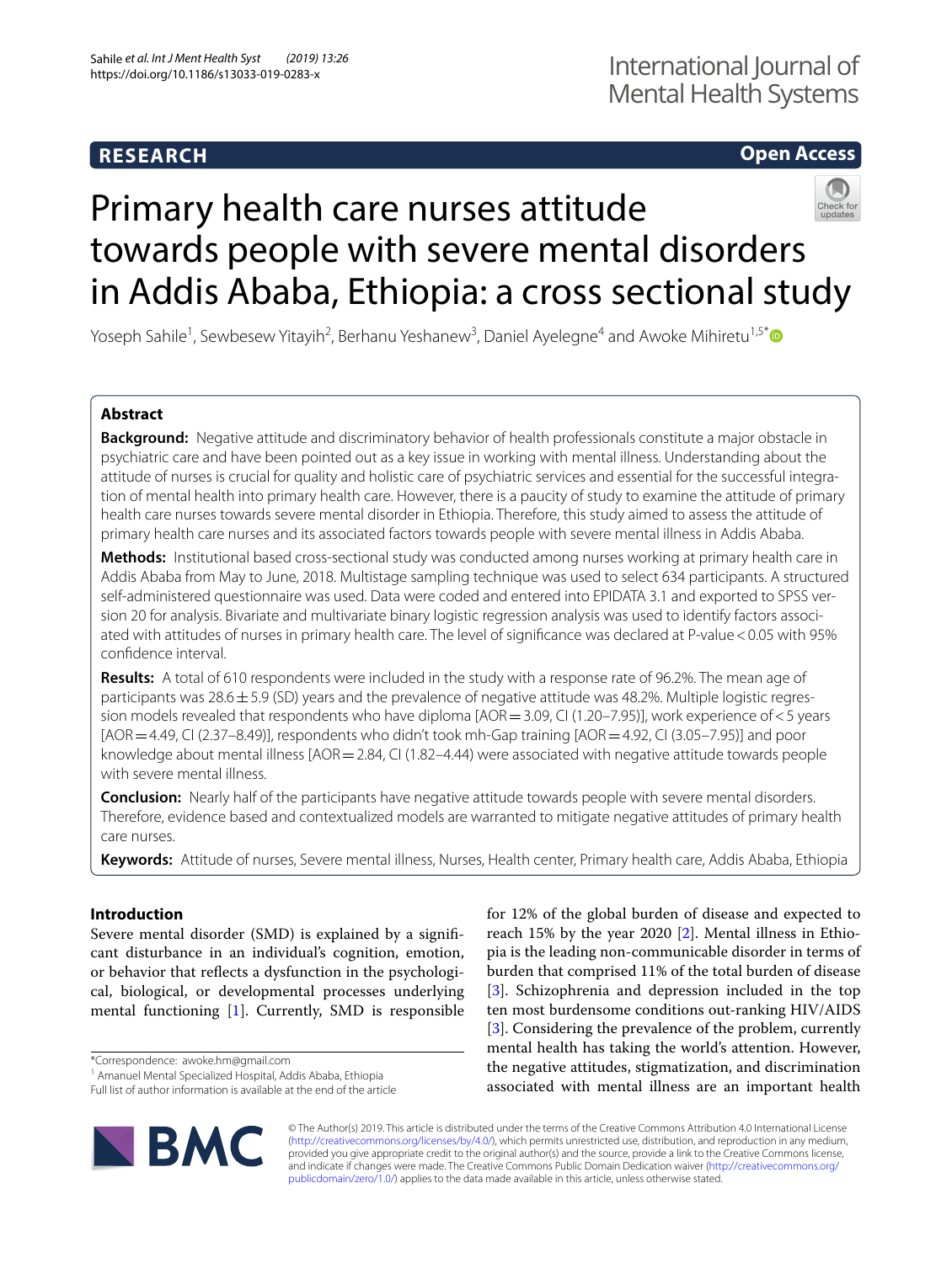# Primary health care nurses attitude towards people with severe mental disorders in Addis Ababa, Ethiopia: a cross sectional study

Yoseph Sahile[1], Sewbesew Yitayih[2], Berhanu Yeshanew[3], Daniel Ayelegne[4] and Awoke Mihiretu[1,5*]

## Abstract

**Background:** Negative attitude and discriminatory behavior of health professionals constitute a major obstacle in psychiatric care and have been pointed out as a key issue in working with mental illness. Understanding about the attitude of nurses is crucial for quality and holistic care of psychiatric services and essential for the successful integration of mental health into primary health care. However, there is a paucity of study to examine the attitude of primary health care nurses towards severe mental disorder in Ethiopia. Therefore, this study aimed to assess the attitude of primary health care nurses and its associated factors towards people with severe mental illness in Addis Ababa.

**Methods:** Institutional based cross-sectional study was conducted among nurses working at primary health care in Addis Ababa from May to June, 2018. Multistage sampling technique was used to select 634 participants. A structured self-administered questionnaire was used. Data were coded and entered into EPIDATA 3.1 and exported to SPSS version 20 for analysis. Bivariate and multivariate binary logistic regression analysis was used to identify factors associated with attitudes of nurses in primary health care. The level of significance was declared at P-value < 0.05 with 95% confidence interval.

**Results:** A total of 610 respondents were included in the study with a response rate of 96.2%. The mean age of participants was 28.6 ± 5.9 (SD) years and the prevalence of negative attitude was 48.2%. Multiple logistic regression models revealed that respondents who have diploma [AOR = 3.09, CI (1.20–7.95)], work experience of < 5 years [AOR = 4.49, CI (2.37–8.49)], respondents who didn't took mh-Gap training [AOR = 4.92, CI (3.05–7.95)] and poor knowledge about mental illness [AOR = 2.84, CI (1.82–4.44) were associated with negative attitude towards people with severe mental illness.

**Conclusion:** Nearly half of the participants have negative attitude towards people with severe mental disorders. Therefore, evidence based and contextualized models are warranted to mitigate negative attitudes of primary health care nurses.

**Keywords:** Attitude of nurses, Severe mental illness, Nurses, Health center, Primary health care, Addis Ababa, Ethiopia

## Introduction

Severe mental disorder (SMD) is explained by a significant disturbance in an individual's cognition, emotion, or behavior that reflects a dysfunction in the psychological, biological, or developmental processes underlying mental functioning [1]. Currently, SMD is responsible for 12% of the global burden of disease and expected to reach 15% by the year 2020 [2]. Mental illness in Ethiopia is the leading non-communicable disorder in terms of burden that comprised 11% of the total burden of disease [3]. Schizophrenia and depression included in the top ten most burdensome conditions out-ranking HIV/AIDS [3]. Considering the prevalence of the problem, currently mental health has taking the world's attention. However, the negative attitudes, stigmatization, and discrimination associated with mental illness are an important health

*Correspondence: awoke.hm@gmail.com
[1] Amanuel Mental Specialized Hospital, Addis Ababa, Ethiopia
Full list of author information is available at the end of the article

© The Author(s) 2019. This article is distributed under the terms of the Creative Commons Attribution 4.0 International License (http://creativecommons.org/licenses/by/4.0/), which permits unrestricted use, distribution, and reproduction in any medium, provided you give appropriate credit to the original author(s) and the source, provide a link to the Creative Commons license, and indicate if changes were made. The Creative Commons Public Domain Dedication waiver (http://creativecommons.org/publicdomain/zero/1.0/) applies to the data made available in this article, unless otherwise stated.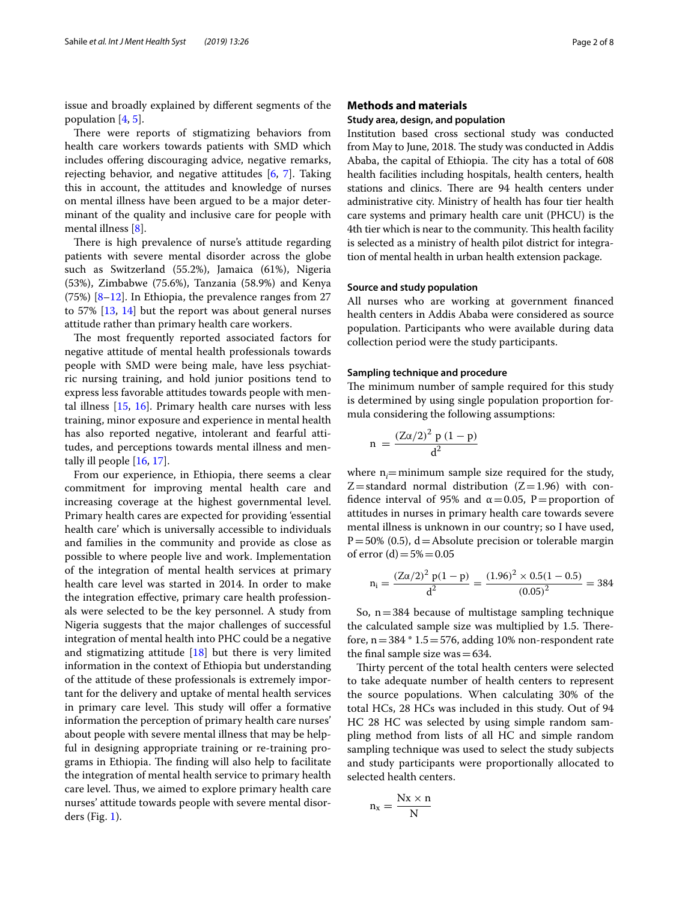issue and broadly explained by different segments of the population [4, 5].

There were reports of stigmatizing behaviors from health care workers towards patients with SMD which includes offering discouraging advice, negative remarks, rejecting behavior, and negative attitudes [6, 7]. Taking this in account, the attitudes and knowledge of nurses on mental illness have been argued to be a major determinant of the quality and inclusive care for people with mental illness [8].

There is high prevalence of nurse's attitude regarding patients with severe mental disorder across the globe such as Switzerland (55.2%), Jamaica (61%), Nigeria (53%), Zimbabwe (75.6%), Tanzania (58.9%) and Kenya (75%) [8–12]. In Ethiopia, the prevalence ranges from 27 to 57% [13, 14] but the report was about general nurses attitude rather than primary health care workers.

The most frequently reported associated factors for negative attitude of mental health professionals towards people with SMD were being male, have less psychiatric nursing training, and hold junior positions tend to express less favorable attitudes towards people with mental illness [15, 16]. Primary health care nurses with less training, minor exposure and experience in mental health has also reported negative, intolerant and fearful attitudes, and perceptions towards mental illness and mentally ill people [16, 17].

From our experience, in Ethiopia, there seems a clear commitment for improving mental health care and increasing coverage at the highest governmental level. Primary health cares are expected for providing 'essential health care' which is universally accessible to individuals and families in the community and provide as close as possible to where people live and work. Implementation of the integration of mental health services at primary health care level was started in 2014. In order to make the integration effective, primary care health professionals were selected to be the key personnel. A study from Nigeria suggests that the major challenges of successful integration of mental health into PHC could be a negative and stigmatizing attitude [18] but there is very limited information in the context of Ethiopia but understanding of the attitude of these professionals is extremely important for the delivery and uptake of mental health services in primary care level. This study will offer a formative information the perception of primary health care nurses' about people with severe mental illness that may be helpful in designing appropriate training or re-training programs in Ethiopia. The finding will also help to facilitate the integration of mental health service to primary health care level. Thus, we aimed to explore primary health care nurses' attitude towards people with severe mental disorders (Fig. 1).

## Methods and materials

### Study area, design, and population

Institution based cross sectional study was conducted from May to June, 2018. The study was conducted in Addis Ababa, the capital of Ethiopia. The city has a total of 608 health facilities including hospitals, health centers, health stations and clinics. There are 94 health centers under administrative city. Ministry of health has four tier health care systems and primary health care unit (PHCU) is the 4th tier which is near to the community. This health facility is selected as a ministry of health pilot district for integration of mental health in urban health extension package.

### Source and study population

All nurses who are working at government financed health centers in Addis Ababa were considered as source population. Participants who were available during data collection period were the study participants.

### Sampling technique and procedure

The minimum number of sample required for this study is determined by using single population proportion formula considering the following assumptions:

$$n = \frac{(Z\alpha/2)^2\ p\ (1-p)}{d^2}$$

where $n_i$ = minimum sample size required for the study, Z = standard normal distribution (Z = 1.96) with confidence interval of 95% and α = 0.05, P = proportion of attitudes in nurses in primary health care towards severe mental illness is unknown in our country; so I have used, P = 50% (0.5), d = Absolute precision or tolerable margin of error (d) = 5% = 0.05

$$n_i = \frac{(Z\alpha/2)^2\ p(1-p)}{d^2} = \frac{(1.96)^2 \times 0.5(1-0.5)}{(0.05)^2} = 384$$

So, n = 384 because of multistage sampling technique the calculated sample size was multiplied by 1.5. Therefore, n = 384 * 1.5 = 576, adding 10% non-respondent rate the final sample size was = 634.

Thirty percent of the total health centers were selected to take adequate number of health centers to represent the source populations. When calculating 30% of the total HCs, 28 HCs was included in this study. Out of 94 HC 28 HC was selected by using simple random sampling method from lists of all HC and simple random sampling technique was used to select the study subjects and study participants were proportionally allocated to selected health centers.

$$n_x = \frac{Nx \times n}{N}$$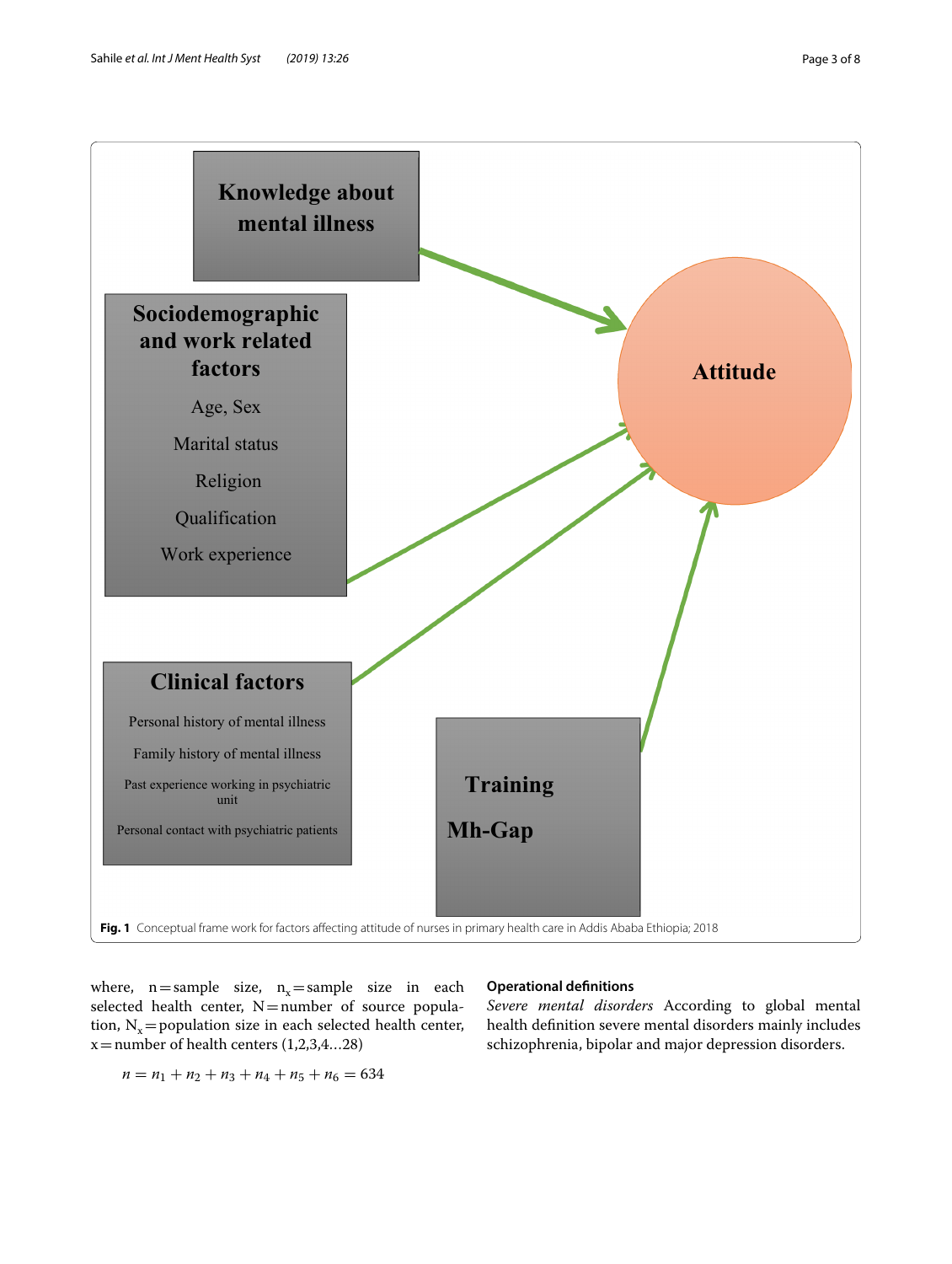Knowledge about mental illness

Sociodemographic and work related factors

Age, Sex

Marital status

Religion

Qualification

Work experience

Attitude

Clinical factors

Personal history of mental illness

Family history of mental illness

Past experience working in psychiatric unit

Personal contact with psychiatric patients

Training

Mh-Gap

**Fig. 1** Conceptual frame work for factors affecting attitude of nurses in primary health care in Addis Ababa Ethiopia; 2018

where, n = sample size, $n_x$ = sample size in each selected health center, N = number of source population, $N_x$ = population size in each selected health center, x = number of health centers (1,2,3,4…28)

$$n = n_1 + n_2 + n_3 + n_4 + n_5 + n_6 = 634$$

#### Operational definitions

*Severe mental disorders* According to global mental health definition severe mental disorders mainly includes schizophrenia, bipolar and major depression disorders.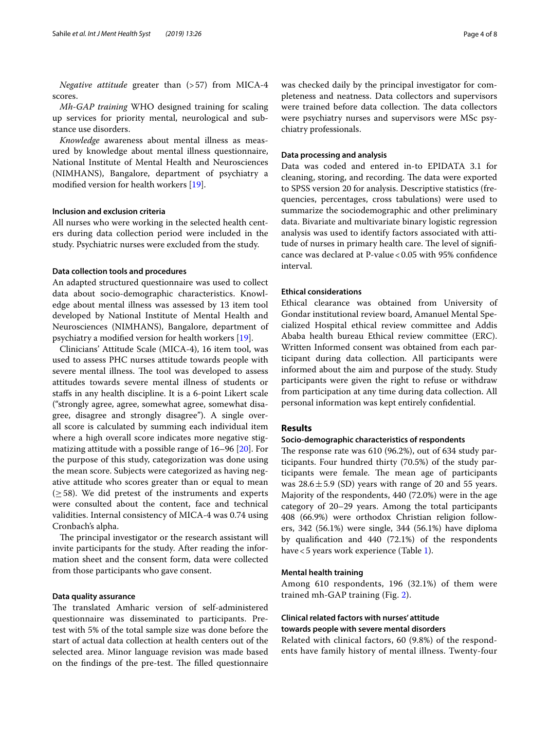*Negative attitude* greater than (>57) from MICA-4 scores.

*Mh-GAP training* WHO designed training for scaling up services for priority mental, neurological and substance use disorders.

*Knowledge* awareness about mental illness as measured by knowledge about mental illness questionnaire, National Institute of Mental Health and Neurosciences (NIMHANS), Bangalore, department of psychiatry a modified version for health workers [19].

### Inclusion and exclusion criteria

All nurses who were working in the selected health centers during data collection period were included in the study. Psychiatric nurses were excluded from the study.

### Data collection tools and procedures

An adapted structured questionnaire was used to collect data about socio-demographic characteristics. Knowledge about mental illness was assessed by 13 item tool developed by National Institute of Mental Health and Neurosciences (NIMHANS), Bangalore, department of psychiatry a modified version for health workers [19].

Clinicians' Attitude Scale (MICA-4), 16 item tool, was used to assess PHC nurses attitude towards people with severe mental illness. The tool was developed to assess attitudes towards severe mental illness of students or staffs in any health discipline. It is a 6-point Likert scale ("strongly agree, agree, somewhat agree, somewhat disagree, disagree and strongly disagree"). A single overall score is calculated by summing each individual item where a high overall score indicates more negative stigmatizing attitude with a possible range of 16–96 [20]. For the purpose of this study, categorization was done using the mean score. Subjects were categorized as having negative attitude who scores greater than or equal to mean (≥58). We did pretest of the instruments and experts were consulted about the content, face and technical validities. Internal consistency of MICA-4 was 0.74 using Cronbach's alpha.

The principal investigator or the research assistant will invite participants for the study. After reading the information sheet and the consent form, data were collected from those participants who gave consent.

### Data quality assurance

The translated Amharic version of self-administered questionnaire was disseminated to participants. Pretest with 5% of the total sample size was done before the start of actual data collection at health centers out of the selected area. Minor language revision was made based on the findings of the pre-test. The filled questionnaire was checked daily by the principal investigator for completeness and neatness. Data collectors and supervisors were trained before data collection. The data collectors were psychiatry nurses and supervisors were MSc psychiatry professionals.

### Data processing and analysis

Data was coded and entered in-to EPIDATA 3.1 for cleaning, storing, and recording. The data were exported to SPSS version 20 for analysis. Descriptive statistics (frequencies, percentages, cross tabulations) were used to summarize the sociodemographic and other preliminary data. Bivariate and multivariate binary logistic regression analysis was used to identify factors associated with attitude of nurses in primary health care. The level of significance was declared at P-value < 0.05 with 95% confidence interval.

### Ethical considerations

Ethical clearance was obtained from University of Gondar institutional review board, Amanuel Mental Specialized Hospital ethical review committee and Addis Ababa health bureau Ethical review committee (ERC). Written Informed consent was obtained from each participant during data collection. All participants were informed about the aim and purpose of the study. Study participants were given the right to refuse or withdraw from participation at any time during data collection. All personal information was kept entirely confidential.

## Results

### Socio-demographic characteristics of respondents

The response rate was 610 (96.2%), out of 634 study participants. Four hundred thirty (70.5%) of the study participants were female. The mean age of participants was 28.6 ± 5.9 (SD) years with range of 20 and 55 years. Majority of the respondents, 440 (72.0%) were in the age category of 20–29 years. Among the total participants 408 (66.9%) were orthodox Christian religion followers, 342 (56.1%) were single, 344 (56.1%) have diploma by qualification and 440 (72.1%) of the respondents have < 5 years work experience (Table 1).

### Mental health training

Among 610 respondents, 196 (32.1%) of them were trained mh-GAP training (Fig. 2).

### Clinical related factors with nurses' attitude towards people with severe mental disorders

Related with clinical factors, 60 (9.8%) of the respondents have family history of mental illness. Twenty-four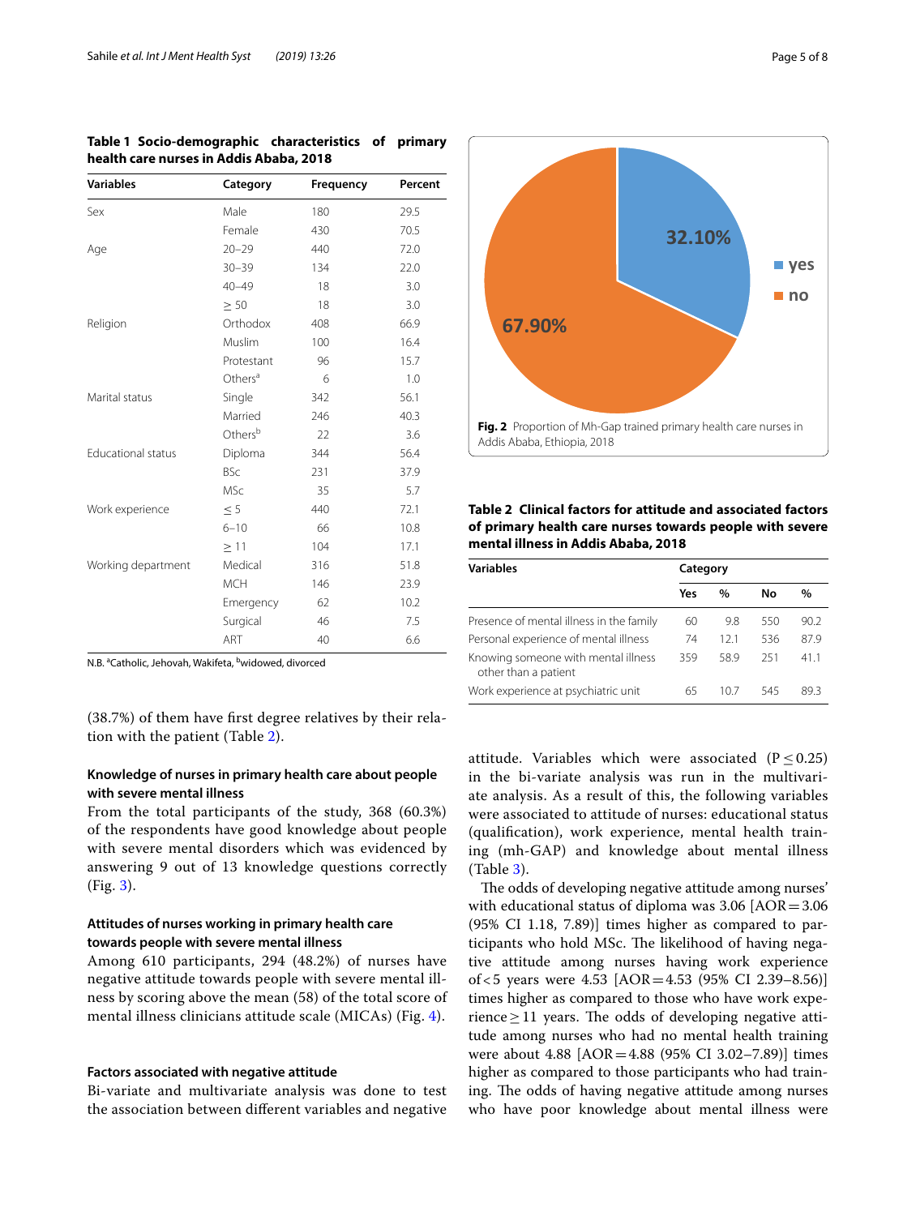**Table 1 Socio-demographic characteristics of primary health care nurses in Addis Ababa, 2018**

| Variables | Category | Frequency | Percent |
|---|---|---|---|
| Sex | Male | 180 | 29.5 |
| | Female | 430 | 70.5 |
| Age | 20–29 | 440 | 72.0 |
| | 30–39 | 134 | 22.0 |
| | 40–49 | 18 | 3.0 |
| | ≥ 50 | 18 | 3.0 |
| Religion | Orthodox | 408 | 66.9 |
| | Muslim | 100 | 16.4 |
| | Protestant | 96 | 15.7 |
| | Others[a] | 6 | 1.0 |
| Marital status | Single | 342 | 56.1 |
| | Married | 246 | 40.3 |
| | Others[b] | 22 | 3.6 |
| Educational status | Diploma | 344 | 56.4 |
| | BSc | 231 | 37.9 |
| | MSc | 35 | 5.7 |
| Work experience | ≤ 5 | 440 | 72.1 |
| | 6–10 | 66 | 10.8 |
| | ≥ 11 | 104 | 17.1 |
| Working department | Medical | 316 | 51.8 |
| | MCH | 146 | 23.9 |
| | Emergency | 62 | 10.2 |
| | Surgical | 46 | 7.5 |
| | ART | 40 | 6.6 |

N.B. [a]Catholic, Jehovah, Wakifeta, [b]widowed, divorced

(38.7%) of them have first degree relatives by their relation with the patient (Table 2).

### Knowledge of nurses in primary health care about people with severe mental illness

From the total participants of the study, 368 (60.3%) of the respondents have good knowledge about people with severe mental disorders which was evidenced by answering 9 out of 13 knowledge questions correctly (Fig. 3).

### Attitudes of nurses working in primary health care towards people with severe mental illness

Among 610 participants, 294 (48.2%) of nurses have negative attitude towards people with severe mental illness by scoring above the mean (58) of the total score of mental illness clinicians attitude scale (MICAs) (Fig. 4).

### Factors associated with negative attitude

Bi-variate and multivariate analysis was done to test the association between different variables and negative

**Fig. 2** Proportion of Mh-Gap trained primary health care nurses in Addis Ababa, Ethiopia, 2018

**Table 2 Clinical factors for attitude and associated factors of primary health care nurses towards people with severe mental illness in Addis Ababa, 2018**

| Variables | Category | | | |
|---|---|---|---|---|
| | Yes | % | No | % |
| Presence of mental illness in the family | 60 | 9.8 | 550 | 90.2 |
| Personal experience of mental illness | 74 | 12.1 | 536 | 87.9 |
| Knowing someone with mental illness other than a patient | 359 | 58.9 | 251 | 41.1 |
| Work experience at psychiatric unit | 65 | 10.7 | 545 | 89.3 |

attitude. Variables which were associated ($P \leq 0.25$) in the bi-variate analysis was run in the multivariate analysis. As a result of this, the following variables were associated to attitude of nurses: educational status (qualification), work experience, mental health training (mh-GAP) and knowledge about mental illness (Table 3).

The odds of developing negative attitude among nurses' with educational status of diploma was 3.06 [AOR = 3.06 (95% CI 1.18, 7.89)] times higher as compared to participants who hold MSc. The likelihood of having negative attitude among nurses having work experience of < 5 years were 4.53 [AOR = 4.53 (95% CI 2.39–8.56)] times higher as compared to those who have work experience ≥ 11 years. The odds of developing negative attitude among nurses who had no mental health training were about 4.88 [AOR = 4.88 (95% CI 3.02–7.89)] times higher as compared to those participants who had training. The odds of having negative attitude among nurses who have poor knowledge about mental illness were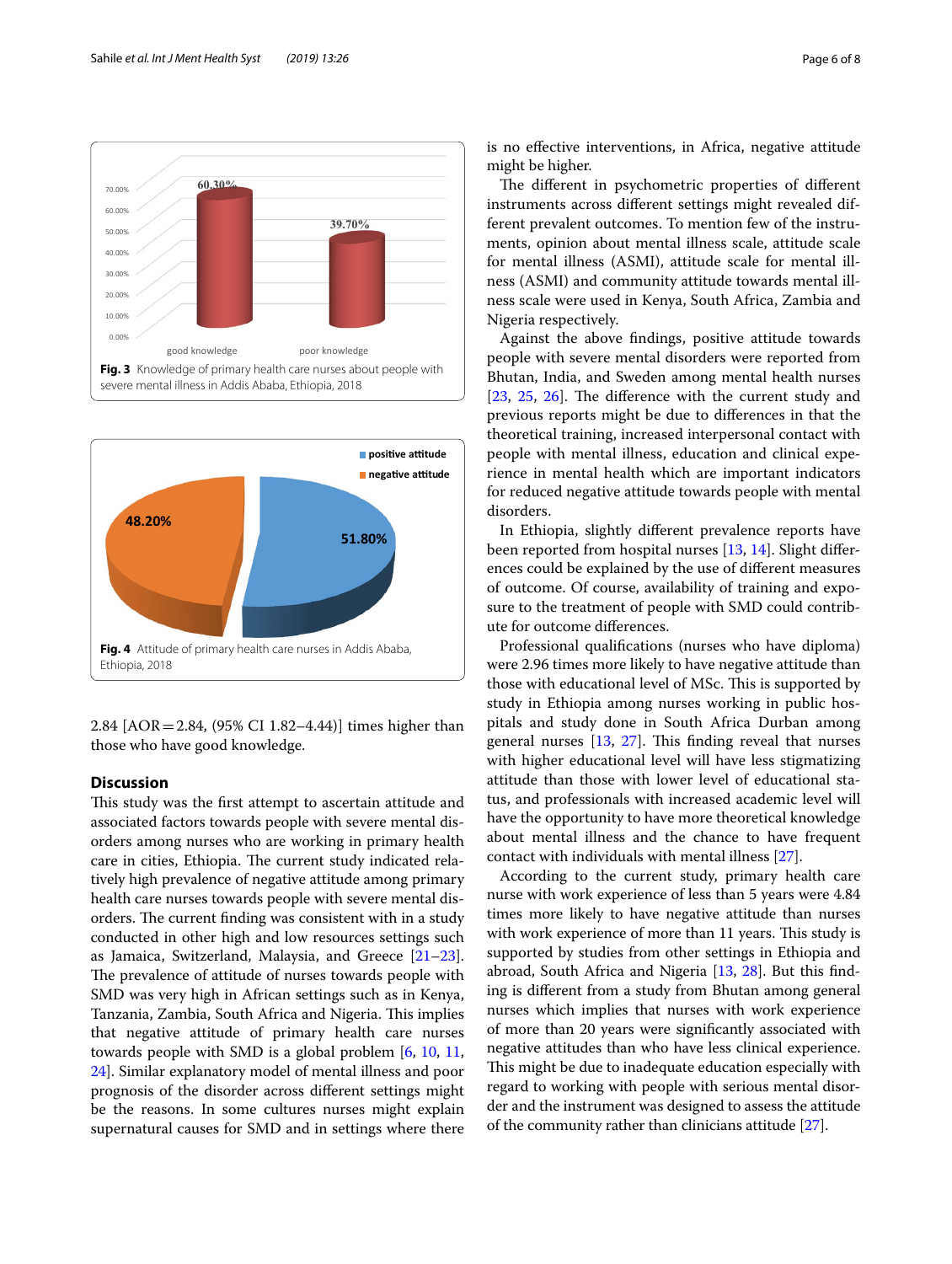Fig. 3 Knowledge of primary health care nurses about people with severe mental illness in Addis Ababa, Ethiopia, 2018

Fig. 4 Attitude of primary health care nurses in Addis Ababa, Ethiopia, 2018

2.84 [AOR = 2.84, (95% CI 1.82–4.44)] times higher than those who have good knowledge.

## Discussion

This study was the first attempt to ascertain attitude and associated factors towards people with severe mental disorders among nurses who are working in primary health care in cities, Ethiopia. The current study indicated relatively high prevalence of negative attitude among primary health care nurses towards people with severe mental disorders. The current finding was consistent with in a study conducted in other high and low resources settings such as Jamaica, Switzerland, Malaysia, and Greece [21–23]. The prevalence of attitude of nurses towards people with SMD was very high in African settings such as in Kenya, Tanzania, Zambia, South Africa and Nigeria. This implies that negative attitude of primary health care nurses towards people with SMD is a global problem [6, 10, 11, 24]. Similar explanatory model of mental illness and poor prognosis of the disorder across different settings might be the reasons. In some cultures nurses might explain supernatural causes for SMD and in settings where there is no effective interventions, in Africa, negative attitude might be higher.

The different in psychometric properties of different instruments across different settings might revealed different prevalent outcomes. To mention few of the instruments, opinion about mental illness scale, attitude scale for mental illness (ASMI), attitude scale for mental illness (ASMI) and community attitude towards mental illness scale were used in Kenya, South Africa, Zambia and Nigeria respectively.

Against the above findings, positive attitude towards people with severe mental disorders were reported from Bhutan, India, and Sweden among mental health nurses [23, 25, 26]. The difference with the current study and previous reports might be due to differences in that the theoretical training, increased interpersonal contact with people with mental illness, education and clinical experience in mental health which are important indicators for reduced negative attitude towards people with mental disorders.

In Ethiopia, slightly different prevalence reports have been reported from hospital nurses [13, 14]. Slight differences could be explained by the use of different measures of outcome. Of course, availability of training and exposure to the treatment of people with SMD could contribute for outcome differences.

Professional qualifications (nurses who have diploma) were 2.96 times more likely to have negative attitude than those with educational level of MSc. This is supported by study in Ethiopia among nurses working in public hospitals and study done in South Africa Durban among general nurses [13, 27]. This finding reveal that nurses with higher educational level will have less stigmatizing attitude than those with lower level of educational status, and professionals with increased academic level will have the opportunity to have more theoretical knowledge about mental illness and the chance to have frequent contact with individuals with mental illness [27].

According to the current study, primary health care nurse with work experience of less than 5 years were 4.84 times more likely to have negative attitude than nurses with work experience of more than 11 years. This study is supported by studies from other settings in Ethiopia and abroad, South Africa and Nigeria [13, 28]. But this finding is different from a study from Bhutan among general nurses which implies that nurses with work experience of more than 20 years were significantly associated with negative attitudes than who have less clinical experience. This might be due to inadequate education especially with regard to working with people with serious mental disorder and the instrument was designed to assess the attitude of the community rather than clinicians attitude [27].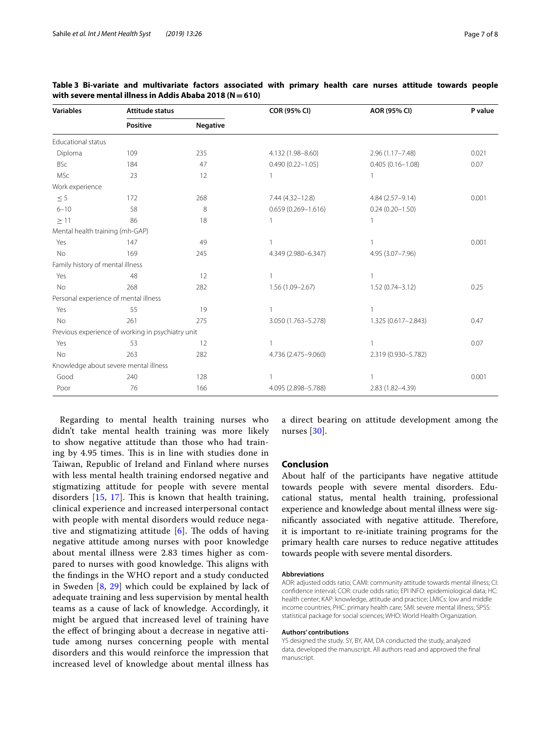**Table 3 Bi-variate and multivariate factors associated with primary health care nurses attitude towards people with severe mental illness in Addis Ababa 2018 (N = 610)**

| Variables | Attitude status | | COR (95% CI) | AOR (95% CI) | P value |
|---|---|---|---|---|---|
| | Positive | Negative | | | |
| Educational status | | | | | |
| Diploma | 109 | 235 | 4.132 (1.98–8.60) | 2.96 (1.17–7.48) | 0.021 |
| BSc | 184 | 47 | 0.490 (0.22–1.05) | 0.405 (0.16–1.08) | 0.07 |
| MSc | 23 | 12 | 1 | 1 | |
| Work experience | | | | | |
| ≤ 5 | 172 | 268 | 7.44 (4.32–12.8) | 4.84 (2.57–9.14) | 0.001 |
| 6–10 | 58 | 8 | 0.659 (0.269–1.616) | 0.24 (0.20–1.50) | |
| ≥ 11 | 86 | 18 | 1 | 1 | |
| Mental health training (mh-GAP) | | | | | |
| Yes | 147 | 49 | 1 | 1 | 0.001 |
| No | 169 | 245 | 4.349 (2.980–6.347) | 4.95 (3.07–7.96) | |
| Family history of mental illness | | | | | |
| Yes | 48 | 12 | 1 | 1 | |
| No | 268 | 282 | 1.56 (1.09–2.67) | 1.52 (0.74–3.12) | 0.25 |
| Personal experience of mental illness | | | | | |
| Yes | 55 | 19 | 1 | 1 | |
| No | 261 | 275 | 3.050 (1.763–5.278) | 1.325 (0.617–2.843) | 0.47 |
| Previous experience of working in psychiatry unit | | | | | |
| Yes | 53 | 12 | 1 | 1 | 0.07 |
| No | 263 | 282 | 4.736 (2.475–9.060) | 2.319 (0.930–5.782) | |
| Knowledge about severe mental illness | | | | | |
| Good | 240 | 128 | 1 | 1 | 0.001 |
| Poor | 76 | 166 | 4.095 (2.898–5.788) | 2.83 (1.82–4.39) | |

Regarding to mental health training nurses who didn't take mental health training was more likely to show negative attitude than those who had training by 4.95 times. This is in line with studies done in Taiwan, Republic of Ireland and Finland where nurses with less mental health training endorsed negative and stigmatizing attitude for people with severe mental disorders [15, 17]. This is known that health training, clinical experience and increased interpersonal contact with people with mental disorders would reduce negative and stigmatizing attitude [6]. The odds of having negative attitude among nurses with poor knowledge about mental illness were 2.83 times higher as compared to nurses with good knowledge. This aligns with the findings in the WHO report and a study conducted in Sweden [8, 29] which could be explained by lack of adequate training and less supervision by mental health teams as a cause of lack of knowledge. Accordingly, it might be argued that increased level of training have the effect of bringing about a decrease in negative attitude among nurses concerning people with mental disorders and this would reinforce the impression that increased level of knowledge about mental illness has a direct bearing on attitude development among the nurses [30].

## Conclusion

About half of the participants have negative attitude towards people with severe mental disorders. Educational status, mental health training, professional experience and knowledge about mental illness were significantly associated with negative attitude. Therefore, it is important to re-initiate training programs for the primary health care nurses to reduce negative attitudes towards people with severe mental disorders.

#### Abbreviations

AOR: adjusted odds ratio; CAMI: community attitude towards mental illness; CI: confidence interval; COR: crude odds ratio; EPI INFO: epidemiological data; HC: health center; KAP: knowledge, attitude and practice; LMICs: low and middle income countries; PHC: primary health care; SMI: severe mental illness; SPSS: statistical package for social sciences; WHO: World Health Organization.

#### Authors' contributions

YS designed the study. SY, BY, AM, DA conducted the study, analyzed data, developed the manuscript. All authors read and approved the final manuscript.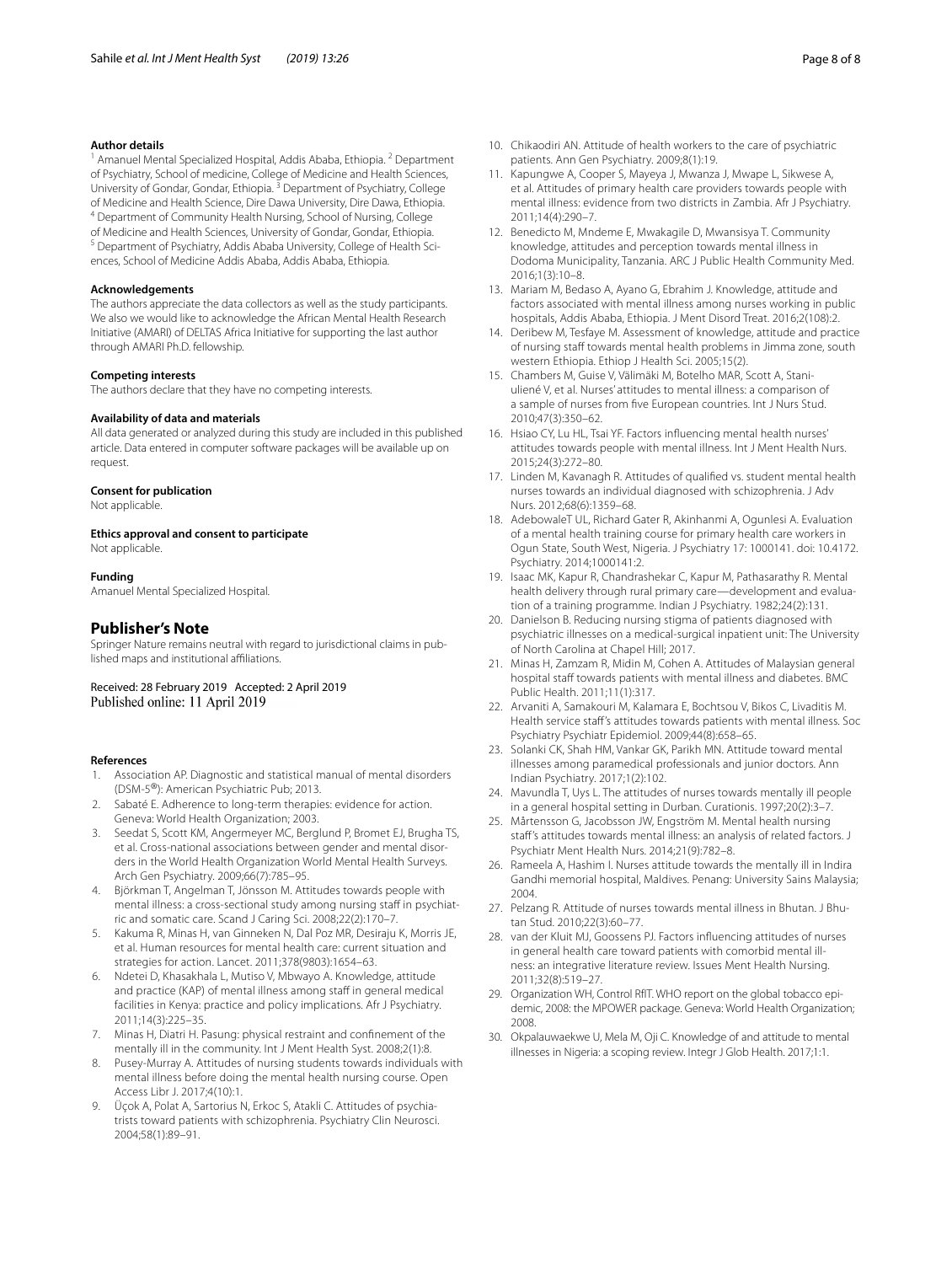#### Author details

[1] Amanuel Mental Specialized Hospital, Addis Ababa, Ethiopia. [2] Department of Psychiatry, School of medicine, College of Medicine and Health Sciences, University of Gondar, Gondar, Ethiopia. [3] Department of Psychiatry, College of Medicine and Health Science, Dire Dawa University, Dire Dawa, Ethiopia. [4] Department of Community Health Nursing, School of Nursing, College of Medicine and Health Sciences, University of Gondar, Gondar, Ethiopia. [5] Department of Psychiatry, Addis Ababa University, College of Health Sciences, School of Medicine Addis Ababa, Addis Ababa, Ethiopia.

#### Acknowledgements

The authors appreciate the data collectors as well as the study participants. We also we would like to acknowledge the African Mental Health Research Initiative (AMARI) of DELTAS Africa Initiative for supporting the last author through AMARI Ph.D. fellowship.

#### Competing interests

The authors declare that they have no competing interests.

#### Availability of data and materials

All data generated or analyzed during this study are included in this published article. Data entered in computer software packages will be available up on request.

#### Consent for publication

Not applicable.

#### Ethics approval and consent to participate

Not applicable.

#### Funding

Amanuel Mental Specialized Hospital.

## Publisher's Note

Springer Nature remains neutral with regard to jurisdictional claims in published maps and institutional affiliations.

Received: 28 February 2019 Accepted: 2 April 2019
Published online: 11 April 2019

#### References

1. Association AP. Diagnostic and statistical manual of mental disorders (DSM-5®): American Psychiatric Pub; 2013.
2. Sabaté E. Adherence to long-term therapies: evidence for action. Geneva: World Health Organization; 2003.
3. Seedat S, Scott KM, Angermeyer MC, Berglund P, Bromet EJ, Brugha TS, et al. Cross-national associations between gender and mental disorders in the World Health Organization World Mental Health Surveys. Arch Gen Psychiatry. 2009;66(7):785–95.
4. Björkman T, Angelman T, Jönsson M. Attitudes towards people with mental illness: a cross-sectional study among nursing staff in psychiatric and somatic care. Scand J Caring Sci. 2008;22(2):170–7.
5. Kakuma R, Minas H, van Ginneken N, Dal Poz MR, Desiraju K, Morris JE, et al. Human resources for mental health care: current situation and strategies for action. Lancet. 2011;378(9803):1654–63.
6. Ndetei D, Khasakhala L, Mutiso V, Mbwayo A. Knowledge, attitude and practice (KAP) of mental illness among staff in general medical facilities in Kenya: practice and policy implications. Afr J Psychiatry. 2011;14(3):225–35.
7. Minas H, Diatri H. Pasung: physical restraint and confinement of the mentally ill in the community. Int J Ment Health Syst. 2008;2(1):8.
8. Pusey-Murray A. Attitudes of nursing students towards individuals with mental illness before doing the mental health nursing course. Open Access Libr J. 2017;4(10):1.
9. Üçok A, Polat A, Sartorius N, Erkoc S, Atakli C. Attitudes of psychiatrists toward patients with schizophrenia. Psychiatry Clin Neurosci. 2004;58(1):89–91.
10. Chikaodiri AN. Attitude of health workers to the care of psychiatric patients. Ann Gen Psychiatry. 2009;8(1):19.
11. Kapungwe A, Cooper S, Mayeya J, Mwanza J, Mwape L, Sikwese A, et al. Attitudes of primary health care providers towards people with mental illness: evidence from two districts in Zambia. Afr J Psychiatry. 2011;14(4):290–7.
12. Benedicto M, Mndeme E, Mwakagile D, Mwansisya T. Community knowledge, attitudes and perception towards mental illness in Dodoma Municipality, Tanzania. ARC J Public Health Community Med. 2016;1(3):10–8.
13. Mariam M, Bedaso A, Ayano G, Ebrahim J. Knowledge, attitude and factors associated with mental illness among nurses working in public hospitals, Addis Ababa, Ethiopia. J Ment Disord Treat. 2016;2(108):2.
14. Deribew M, Tesfaye M. Assessment of knowledge, attitude and practice of nursing staff towards mental health problems in Jimma zone, south western Ethiopia. Ethiop J Health Sci. 2005;15(2).
15. Chambers M, Guise V, Välimäki M, Botelho MAR, Scott A, Staniulienė V, et al. Nurses' attitudes to mental illness: a comparison of a sample of nurses from five European countries. Int J Nurs Stud. 2010;47(3):350–62.
16. Hsiao CY, Lu HL, Tsai YF. Factors influencing mental health nurses' attitudes towards people with mental illness. Int J Ment Health Nurs. 2015;24(3):272–80.
17. Linden M, Kavanagh R. Attitudes of qualified vs. student mental health nurses towards an individual diagnosed with schizophrenia. J Adv Nurs. 2012;68(6):1359–68.
18. AdebowaleT UL, Richard Gater R, Akinhanmi A, Ogunlesi A. Evaluation of a mental health training course for primary health care workers in Ogun State, South West, Nigeria. J Psychiatry 17: 1000141. doi: 10.4172. Psychiatry. 2014;1000141:2.
19. Isaac MK, Kapur R, Chandrashekar C, Kapur M, Pathasarathy R. Mental health delivery through rural primary care—development and evaluation of a training programme. Indian J Psychiatry. 1982;24(2):131.
20. Danielson B. Reducing nursing stigma of patients diagnosed with psychiatric illnesses on a medical-surgical inpatient unit: The University of North Carolina at Chapel Hill; 2017.
21. Minas H, Zamzam R, Midin M, Cohen A. Attitudes of Malaysian general hospital staff towards patients with mental illness and diabetes. BMC Public Health. 2011;11(1):317.
22. Arvaniti A, Samakouri M, Kalamara E, Bochtsou V, Bikos C, Livaditis M. Health service staff's attitudes towards patients with mental illness. Soc Psychiatry Psychiatr Epidemiol. 2009;44(8):658–65.
23. Solanki CK, Shah HM, Vankar GK, Parikh MN. Attitude toward mental illnesses among paramedical professionals and junior doctors. Ann Indian Psychiatry. 2017;1(2):102.
24. Mavundla T, Uys L. The attitudes of nurses towards mentally ill people in a general hospital setting in Durban. Curationis. 1997;20(2):3–7.
25. Mårtensson G, Jacobsson JW, Engström M. Mental health nursing staff's attitudes towards mental illness: an analysis of related factors. J Psychiatr Ment Health Nurs. 2014;21(9):782–8.
26. Rameela A, Hashim I. Nurses attitude towards the mentally ill in Indira Gandhi memorial hospital, Maldives. Penang: University Sains Malaysia; 2004.
27. Pelzang R. Attitude of nurses towards mental illness in Bhutan. J Bhutan Stud. 2010;22(3):60–77.
28. van der Kluit MJ, Goossens PJ. Factors influencing attitudes of nurses in general health care toward patients with comorbid mental illness: an integrative literature review. Issues Ment Health Nursing. 2011;32(8):519–27.
29. Organization WH, Control RfIT. WHO report on the global tobacco epidemic, 2008: the MPOWER package. Geneva: World Health Organization; 2008.
30. Okpalauwaekwe U, Mela M, Oji C. Knowledge of and attitude to mental illnesses in Nigeria: a scoping review. Integr J Glob Health. 2017;1:1.